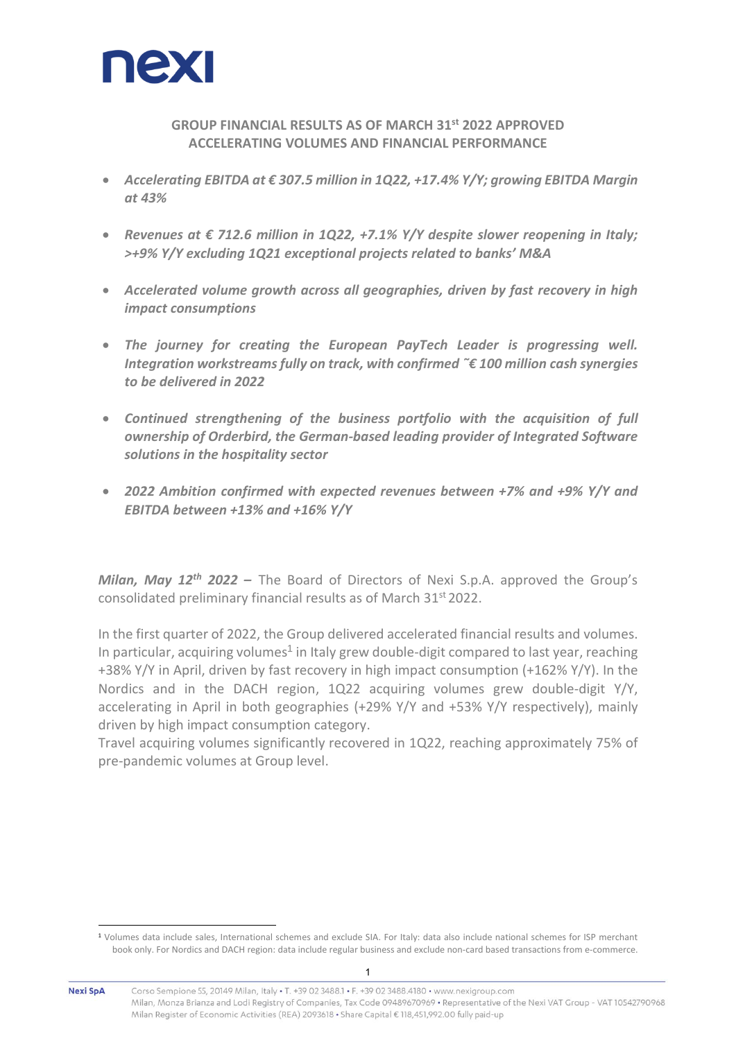nexi

## GROUP FINANCIAL RESULTS AS OF MARCH 31st 2022 APPROVED ACCELERATING VOLUMES AND FINANCIAL PERFORMANCE

- ***Accelerating EBITDA at € 307.5 million in 1Q22, +17.4% Y/Y; growing EBITDA Margin at 43%***
- ***Revenues at € 712.6 million in 1Q22, +7.1% Y/Y despite slower reopening in Italy; >+9% Y/Y excluding 1Q21 exceptional projects related to banks' M&A***
- ***Accelerated volume growth across all geographies, driven by fast recovery in high impact consumptions***
- ***The journey for creating the European PayTech Leader is progressing well. Integration workstreams fully on track, with confirmed ˜€ 100 million cash synergies to be delivered in 2022***
- ***Continued strengthening of the business portfolio with the acquisition of full ownership of Orderbird, the German-based leading provider of Integrated Software solutions in the hospitality sector***
- ***2022 Ambition confirmed with expected revenues between +7% and +9% Y/Y and EBITDA between +13% and +16% Y/Y***

***Milan, May 12th 2022 –*** The Board of Directors of Nexi S.p.A. approved the Group's consolidated preliminary financial results as of March 31st 2022.

In the first quarter of 2022, the Group delivered accelerated financial results and volumes. In particular, acquiring volumes[1] in Italy grew double-digit compared to last year, reaching +38% Y/Y in April, driven by fast recovery in high impact consumption (+162% Y/Y). In the Nordics and in the DACH region, 1Q22 acquiring volumes grew double-digit Y/Y, accelerating in April in both geographies (+29% Y/Y and +53% Y/Y respectively), mainly driven by high impact consumption category.

Travel acquiring volumes significantly recovered in 1Q22, reaching approximately 75% of pre-pandemic volumes at Group level.

[1] Volumes data include sales, International schemes and exclude SIA. For Italy: data also include national schemes for ISP merchant book only. For Nordics and DACH region: data include regular business and exclude non-card based transactions from e-commerce.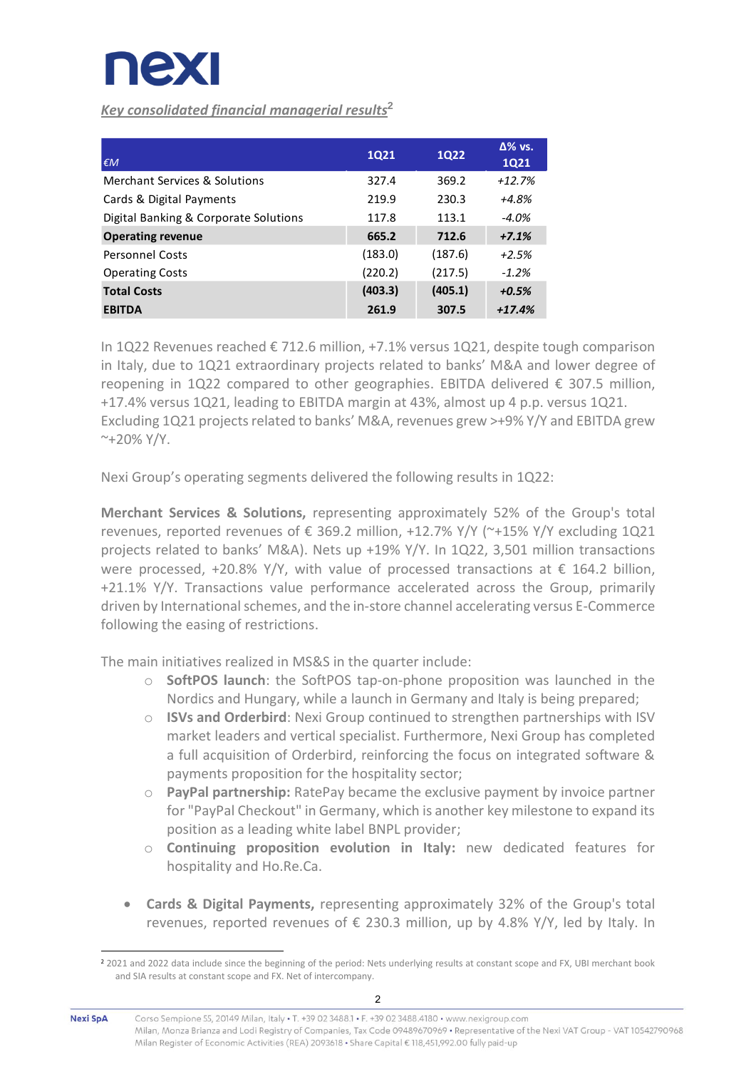*Key consolidated financial managerial results*[2]

| €M | 1Q21 | 1Q22 | Δ% vs. 1Q21 |
|---|---|---|---|
| Merchant Services & Solutions | 327.4 | 369.2 | *+12.7%* |
| Cards & Digital Payments | 219.9 | 230.3 | *+4.8%* |
| Digital Banking & Corporate Solutions | 117.8 | 113.1 | *-4.0%* |
| **Operating revenue** | **665.2** | **712.6** | ***+7.1%*** |
| Personnel Costs | (183.0) | (187.6) | *+2.5%* |
| Operating Costs | (220.2) | (217.5) | *-1.2%* |
| **Total Costs** | **(403.3)** | **(405.1)** | ***+0.5%*** |
| **EBITDA** | **261.9** | **307.5** | ***+17.4%*** |

In 1Q22 Revenues reached € 712.6 million, +7.1% versus 1Q21, despite tough comparison in Italy, due to 1Q21 extraordinary projects related to banks' M&A and lower degree of reopening in 1Q22 compared to other geographies. EBITDA delivered € 307.5 million, +17.4% versus 1Q21, leading to EBITDA margin at 43%, almost up 4 p.p. versus 1Q21. Excluding 1Q21 projects related to banks' M&A, revenues grew >+9% Y/Y and EBITDA grew ~+20% Y/Y.

Nexi Group's operating segments delivered the following results in 1Q22:

**Merchant Services & Solutions,** representing approximately 52% of the Group's total revenues, reported revenues of € 369.2 million, +12.7% Y/Y (~+15% Y/Y excluding 1Q21 projects related to banks' M&A). Nets up +19% Y/Y. In 1Q22, 3,501 million transactions were processed, +20.8% Y/Y, with value of processed transactions at € 164.2 billion, +21.1% Y/Y. Transactions value performance accelerated across the Group, primarily driven by International schemes, and the in-store channel accelerating versus E-Commerce following the easing of restrictions.

The main initiatives realized in MS&S in the quarter include:

- **SoftPOS launch**: the SoftPOS tap-on-phone proposition was launched in the Nordics and Hungary, while a launch in Germany and Italy is being prepared;
- **ISVs and Orderbird**: Nexi Group continued to strengthen partnerships with ISV market leaders and vertical specialist. Furthermore, Nexi Group has completed a full acquisition of Orderbird, reinforcing the focus on integrated software & payments proposition for the hospitality sector;
- **PayPal partnership:** RatePay became the exclusive payment by invoice partner for "PayPal Checkout" in Germany, which is another key milestone to expand its position as a leading white label BNPL provider;
- **Continuing proposition evolution in Italy:** new dedicated features for hospitality and Ho.Re.Ca.

- **Cards & Digital Payments,** representing approximately 32% of the Group's total revenues, reported revenues of € 230.3 million, up by 4.8% Y/Y, led by Italy. In

[2] 2021 and 2022 data include since the beginning of the period: Nets underlying results at constant scope and FX, UBI merchant book and SIA results at constant scope and FX. Net of intercompany.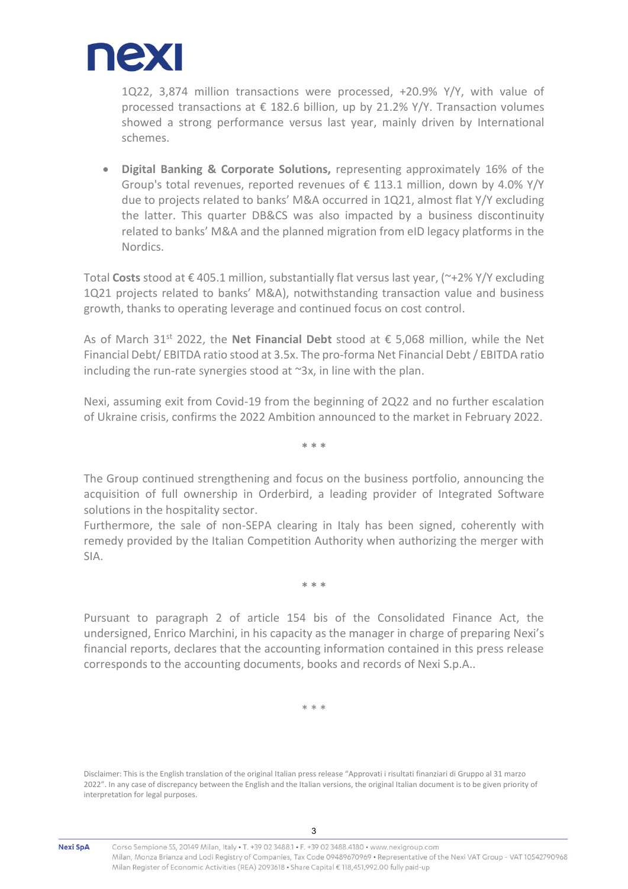1Q22, 3,874 million transactions were processed, +20.9% Y/Y, with value of processed transactions at € 182.6 billion, up by 21.2% Y/Y. Transaction volumes showed a strong performance versus last year, mainly driven by International schemes.

- **Digital Banking & Corporate Solutions,** representing approximately 16% of the Group's total revenues, reported revenues of € 113.1 million, down by 4.0% Y/Y due to projects related to banks' M&A occurred in 1Q21, almost flat Y/Y excluding the latter. This quarter DB&CS was also impacted by a business discontinuity related to banks' M&A and the planned migration from eID legacy platforms in the Nordics.

Total **Costs** stood at € 405.1 million, substantially flat versus last year, (~+2% Y/Y excluding 1Q21 projects related to banks' M&A), notwithstanding transaction value and business growth, thanks to operating leverage and continued focus on cost control.

As of March 31st 2022, the **Net Financial Debt** stood at € 5,068 million, while the Net Financial Debt/ EBITDA ratio stood at 3.5x. The pro-forma Net Financial Debt / EBITDA ratio including the run-rate synergies stood at ~3x, in line with the plan.

Nexi, assuming exit from Covid-19 from the beginning of 2Q22 and no further escalation of Ukraine crisis, confirms the 2022 Ambition announced to the market in February 2022.

\* \* \*

The Group continued strengthening and focus on the business portfolio, announcing the acquisition of full ownership in Orderbird, a leading provider of Integrated Software solutions in the hospitality sector.
Furthermore, the sale of non-SEPA clearing in Italy has been signed, coherently with remedy provided by the Italian Competition Authority when authorizing the merger with SIA.

\* \* \*

Pursuant to paragraph 2 of article 154 bis of the Consolidated Finance Act, the undersigned, Enrico Marchini, in his capacity as the manager in charge of preparing Nexi's financial reports, declares that the accounting information contained in this press release corresponds to the accounting documents, books and records of Nexi S.p.A..

\* \* \*

Disclaimer: This is the English translation of the original Italian press release "Approvati i risultati finanziari di Gruppo al 31 marzo 2022". In any case of discrepancy between the English and the Italian versions, the original Italian document is to be given priority of interpretation for legal purposes.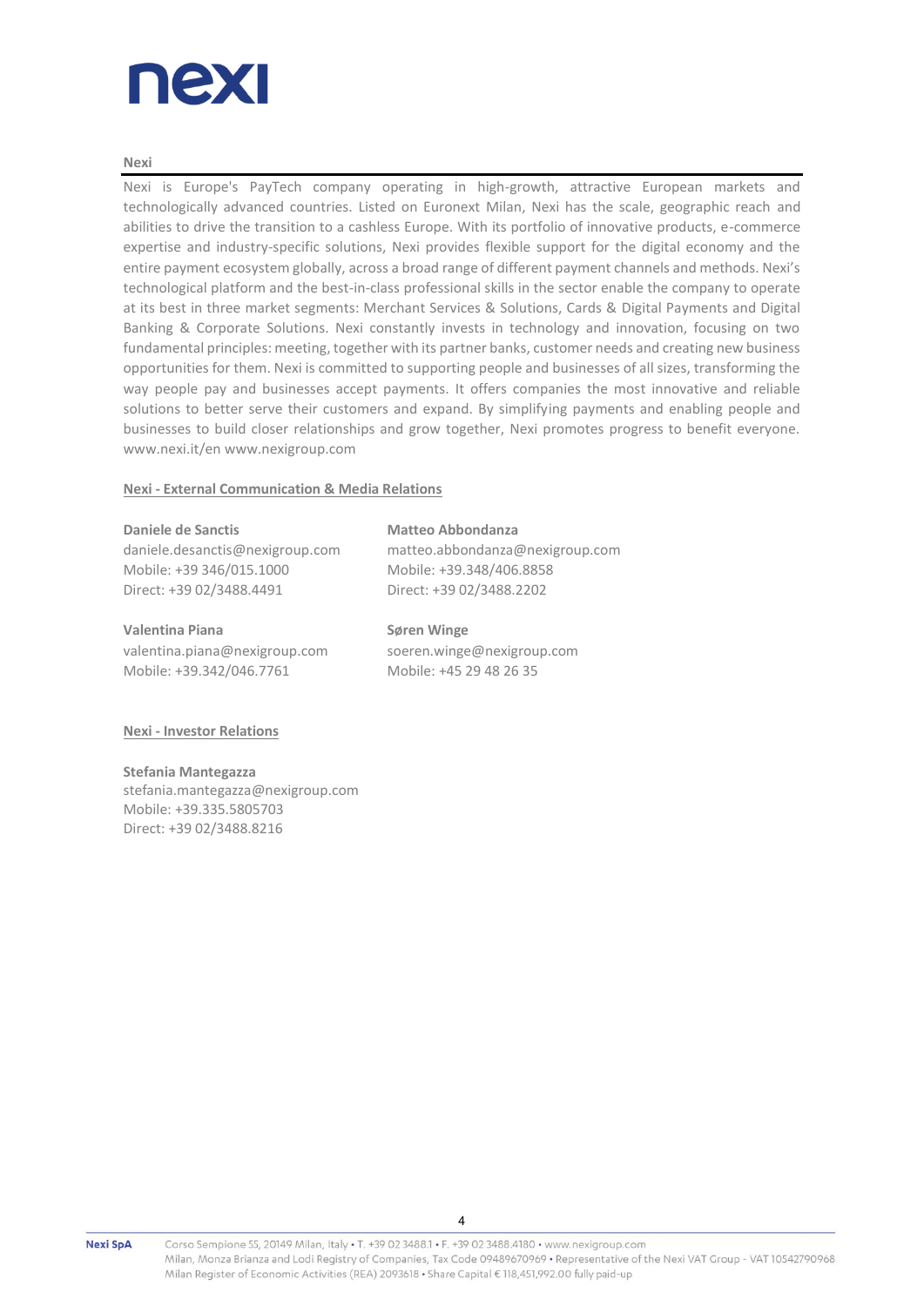**Nexi**

Nexi is Europe's PayTech company operating in high-growth, attractive European markets and technologically advanced countries. Listed on Euronext Milan, Nexi has the scale, geographic reach and abilities to drive the transition to a cashless Europe. With its portfolio of innovative products, e-commerce expertise and industry-specific solutions, Nexi provides flexible support for the digital economy and the entire payment ecosystem globally, across a broad range of different payment channels and methods. Nexi's technological platform and the best-in-class professional skills in the sector enable the company to operate at its best in three market segments: Merchant Services & Solutions, Cards & Digital Payments and Digital Banking & Corporate Solutions. Nexi constantly invests in technology and innovation, focusing on two fundamental principles: meeting, together with its partner banks, customer needs and creating new business opportunities for them. Nexi is committed to supporting people and businesses of all sizes, transforming the way people pay and businesses accept payments. It offers companies the most innovative and reliable solutions to better serve their customers and expand. By simplifying payments and enabling people and businesses to build closer relationships and grow together, Nexi promotes progress to benefit everyone. www.nexi.it/en www.nexigroup.com

**Nexi - External Communication & Media Relations**

**Daniele de Sanctis**
daniele.desanctis@nexigroup.com
Mobile: +39 346/015.1000
Direct: +39 02/3488.4491

**Matteo Abbondanza**
matteo.abbondanza@nexigroup.com
Mobile: +39.348/406.8858
Direct: +39 02/3488.2202

**Valentina Piana**
valentina.piana@nexigroup.com
Mobile: +39.342/046.7761

**Søren Winge**
soeren.winge@nexigroup.com
Mobile: +45 29 48 26 35

**Nexi - Investor Relations**

**Stefania Mantegazza**
stefania.mantegazza@nexigroup.com
Mobile: +39.335.5805703
Direct: +39 02/3488.8216

**Nexi SpA** Corso Sempione 55, 20149 Milan, Italy • T. +39 02 3488.1 • F. +39 02 3488.4180 • www.nexigroup.com
Milan, Monza Brianza and Lodi Registry of Companies, Tax Code 09489670969 • Representative of the Nexi VAT Group - VAT 10542790968
Milan Register of Economic Activities (REA) 2093618 • Share Capital € 118,451,992.00 fully paid-up